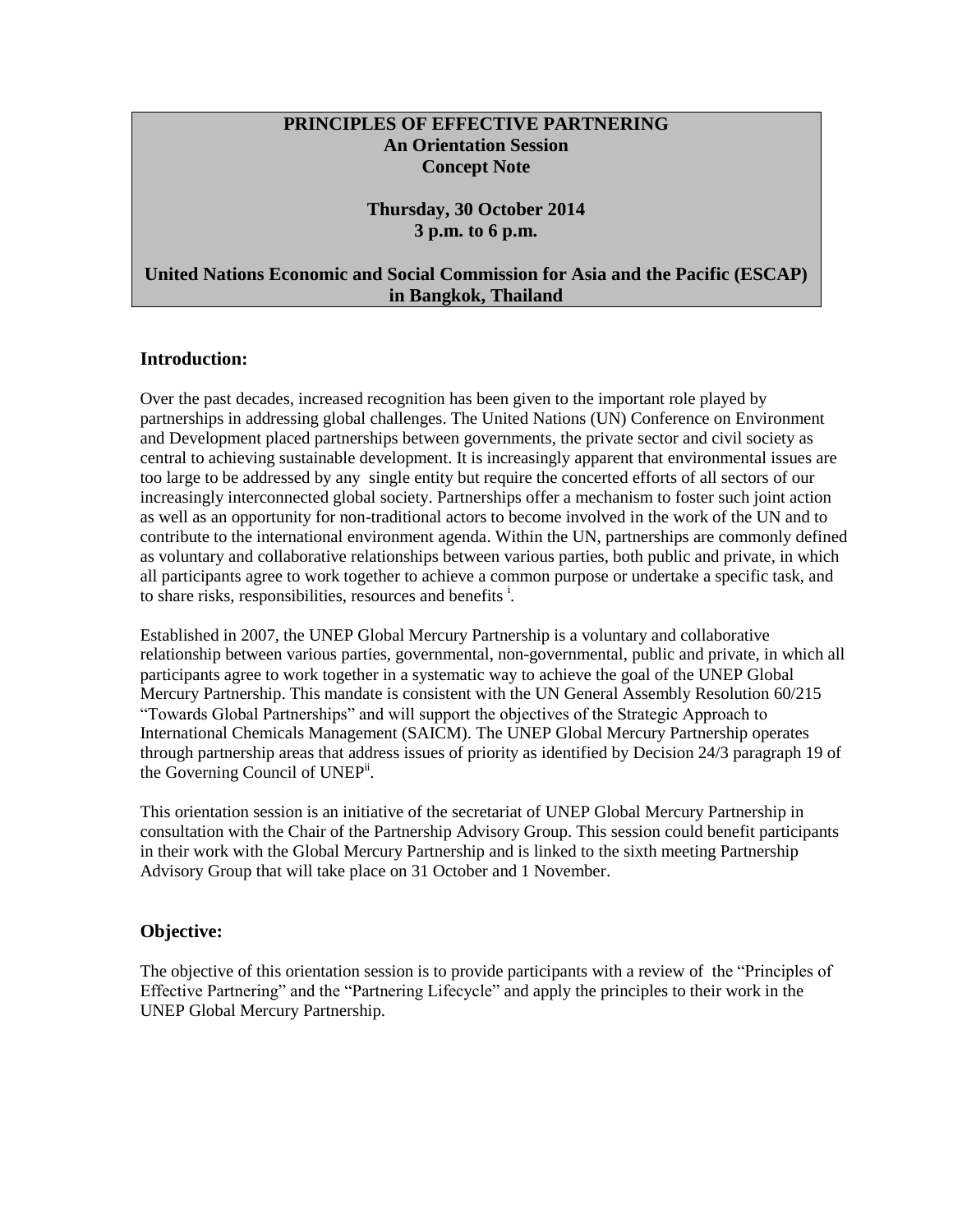**PRINCIPLES OF EFFECTIVE PARTNERING**
**An Orientation Session**
**Concept Note**

**Thursday, 30 October 2014**
**3 p.m. to 6 p.m.**

**United Nations Economic and Social Commission for Asia and the Pacific (ESCAP) in Bangkok, Thailand**

## Introduction:

Over the past decades, increased recognition has been given to the important role played by partnerships in addressing global challenges. The United Nations (UN) Conference on Environment and Development placed partnerships between governments, the private sector and civil society as central to achieving sustainable development. It is increasingly apparent that environmental issues are too large to be addressed by any single entity but require the concerted efforts of all sectors of our increasingly interconnected global society. Partnerships offer a mechanism to foster such joint action as well as an opportunity for non-traditional actors to become involved in the work of the UN and to contribute to the international environment agenda. Within the UN, partnerships are commonly defined as voluntary and collaborative relationships between various parties, both public and private, in which all participants agree to work together to achieve a common purpose or undertake a specific task, and to share risks, responsibilities, resources and benefits [i].

Established in 2007, the UNEP Global Mercury Partnership is a voluntary and collaborative relationship between various parties, governmental, non-governmental, public and private, in which all participants agree to work together in a systematic way to achieve the goal of the UNEP Global Mercury Partnership. This mandate is consistent with the UN General Assembly Resolution 60/215 "Towards Global Partnerships" and will support the objectives of the Strategic Approach to International Chemicals Management (SAICM). The UNEP Global Mercury Partnership operates through partnership areas that address issues of priority as identified by Decision 24/3 paragraph 19 of the Governing Council of UNEP[ii].

This orientation session is an initiative of the secretariat of UNEP Global Mercury Partnership in consultation with the Chair of the Partnership Advisory Group. This session could benefit participants in their work with the Global Mercury Partnership and is linked to the sixth meeting Partnership Advisory Group that will take place on 31 October and 1 November.

## Objective:

The objective of this orientation session is to provide participants with a review of the "Principles of Effective Partnering" and the "Partnering Lifecycle" and apply the principles to their work in the UNEP Global Mercury Partnership.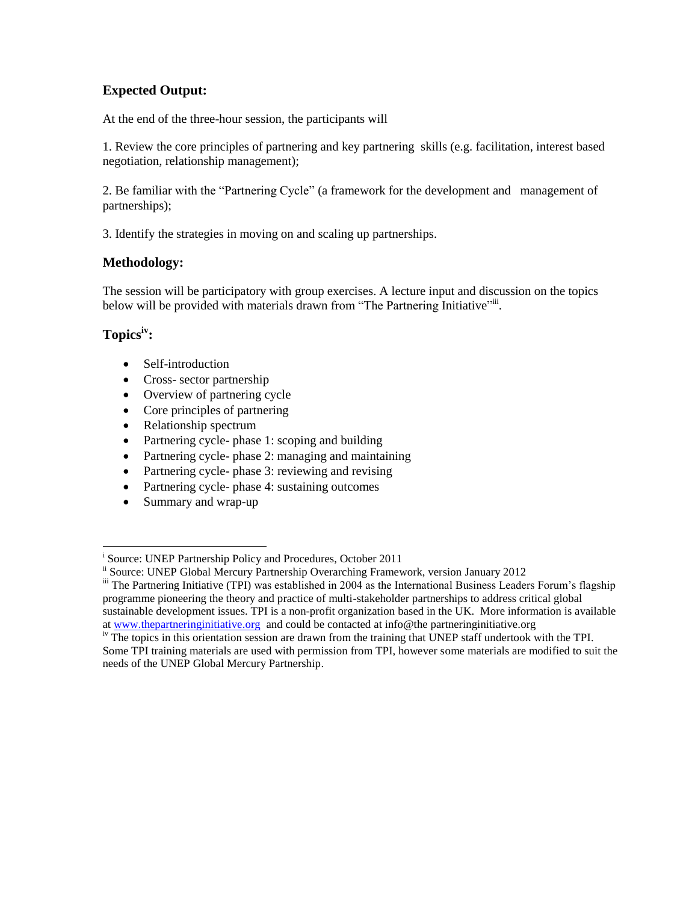**Expected Output:**

At the end of the three-hour session, the participants will

1. Review the core principles of partnering and key partnering skills (e.g. facilitation, interest based negotiation, relationship management);

2. Be familiar with the "Partnering Cycle" (a framework for the development and management of partnerships);

3. Identify the strategies in moving on and scaling up partnerships.

**Methodology:**

The session will be participatory with group exercises. A lecture input and discussion on the topics below will be provided with materials drawn from "The Partnering Initiative"[iii].

**Topics[iv]:**

- Self-introduction
- Cross- sector partnership
- Overview of partnering cycle
- Core principles of partnering
- Relationship spectrum
- Partnering cycle- phase 1: scoping and building
- Partnering cycle- phase 2: managing and maintaining
- Partnering cycle- phase 3: reviewing and revising
- Partnering cycle- phase 4: sustaining outcomes
- Summary and wrap-up

---

[i] Source: UNEP Partnership Policy and Procedures, October 2011

[ii] Source: UNEP Global Mercury Partnership Overarching Framework, version January 2012

[iii] The Partnering Initiative (TPI) was established in 2004 as the International Business Leaders Forum's flagship programme pioneering the theory and practice of multi-stakeholder partnerships to address critical global sustainable development issues. TPI is a non-profit organization based in the UK. More information is available at www.thepartneringinitiative.org and could be contacted at info@the partneringinitiative.org

[iv] The topics in this orientation session are drawn from the training that UNEP staff undertook with the TPI. Some TPI training materials are used with permission from TPI, however some materials are modified to suit the needs of the UNEP Global Mercury Partnership.